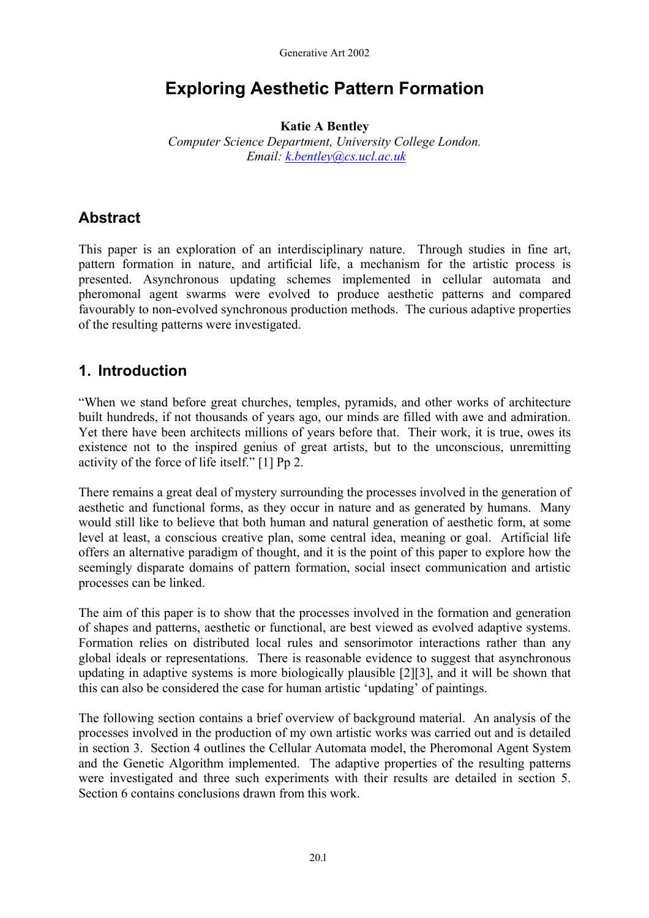# Exploring Aesthetic Pattern Formation

**Katie A Bentley**

*Computer Science Department, University College London.*
*Email: k.bentley@cs.ucl.ac.uk*

## Abstract

This paper is an exploration of an interdisciplinary nature. Through studies in fine art, pattern formation in nature, and artificial life, a mechanism for the artistic process is presented. Asynchronous updating schemes implemented in cellular automata and pheromonal agent swarms were evolved to produce aesthetic patterns and compared favourably to non-evolved synchronous production methods. The curious adaptive properties of the resulting patterns were investigated.

## 1. Introduction

"When we stand before great churches, temples, pyramids, and other works of architecture built hundreds, if not thousands of years ago, our minds are filled with awe and admiration. Yet there have been architects millions of years before that. Their work, it is true, owes its existence not to the inspired genius of great artists, but to the unconscious, unremitting activity of the force of life itself." [1] Pp 2.

There remains a great deal of mystery surrounding the processes involved in the generation of aesthetic and functional forms, as they occur in nature and as generated by humans. Many would still like to believe that both human and natural generation of aesthetic form, at some level at least, a conscious creative plan, some central idea, meaning or goal. Artificial life offers an alternative paradigm of thought, and it is the point of this paper to explore how the seemingly disparate domains of pattern formation, social insect communication and artistic processes can be linked.

The aim of this paper is to show that the processes involved in the formation and generation of shapes and patterns, aesthetic or functional, are best viewed as evolved adaptive systems. Formation relies on distributed local rules and sensorimotor interactions rather than any global ideals or representations. There is reasonable evidence to suggest that asynchronous updating in adaptive systems is more biologically plausible [2][3], and it will be shown that this can also be considered the case for human artistic 'updating' of paintings.

The following section contains a brief overview of background material. An analysis of the processes involved in the production of my own artistic works was carried out and is detailed in section 3. Section 4 outlines the Cellular Automata model, the Pheromonal Agent System and the Genetic Algorithm implemented. The adaptive properties of the resulting patterns were investigated and three such experiments with their results are detailed in section 5. Section 6 contains conclusions drawn from this work.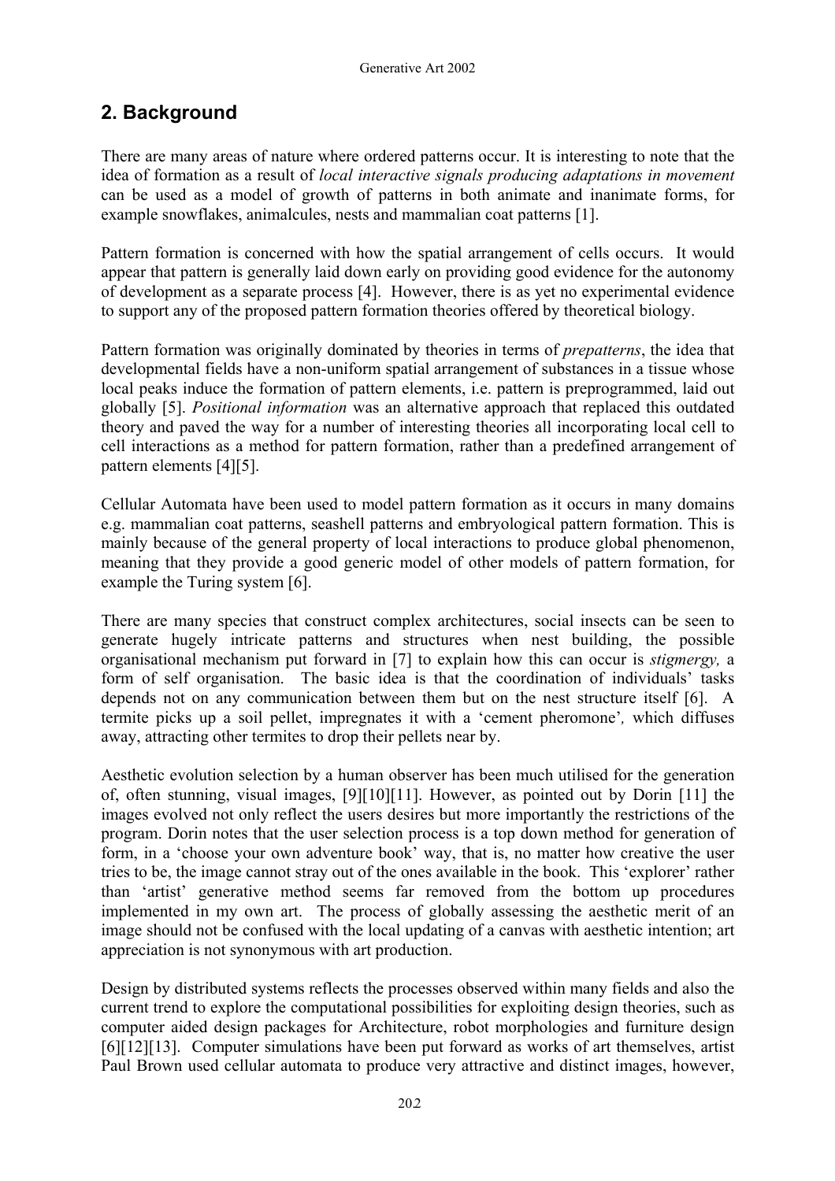## 2. Background

There are many areas of nature where ordered patterns occur. It is interesting to note that the idea of formation as a result of *local interactive signals producing adaptations in movement* can be used as a model of growth of patterns in both animate and inanimate forms, for example snowflakes, animalcules, nests and mammalian coat patterns [1].

Pattern formation is concerned with how the spatial arrangement of cells occurs. It would appear that pattern is generally laid down early on providing good evidence for the autonomy of development as a separate process [4]. However, there is as yet no experimental evidence to support any of the proposed pattern formation theories offered by theoretical biology.

Pattern formation was originally dominated by theories in terms of *prepatterns*, the idea that developmental fields have a non-uniform spatial arrangement of substances in a tissue whose local peaks induce the formation of pattern elements, i.e. pattern is preprogrammed, laid out globally [5]. *Positional information* was an alternative approach that replaced this outdated theory and paved the way for a number of interesting theories all incorporating local cell to cell interactions as a method for pattern formation, rather than a predefined arrangement of pattern elements [4][5].

Cellular Automata have been used to model pattern formation as it occurs in many domains e.g. mammalian coat patterns, seashell patterns and embryological pattern formation. This is mainly because of the general property of local interactions to produce global phenomenon, meaning that they provide a good generic model of other models of pattern formation, for example the Turing system [6].

There are many species that construct complex architectures, social insects can be seen to generate hugely intricate patterns and structures when nest building, the possible organisational mechanism put forward in [7] to explain how this can occur is *stigmergy,* a form of self organisation. The basic idea is that the coordination of individuals' tasks depends not on any communication between them but on the nest structure itself [6]. A termite picks up a soil pellet, impregnates it with a 'cement pheromone'*,* which diffuses away, attracting other termites to drop their pellets near by.

Aesthetic evolution selection by a human observer has been much utilised for the generation of, often stunning, visual images, [9][10][11]. However, as pointed out by Dorin [11] the images evolved not only reflect the users desires but more importantly the restrictions of the program. Dorin notes that the user selection process is a top down method for generation of form, in a 'choose your own adventure book' way, that is, no matter how creative the user tries to be, the image cannot stray out of the ones available in the book. This 'explorer' rather than 'artist' generative method seems far removed from the bottom up procedures implemented in my own art. The process of globally assessing the aesthetic merit of an image should not be confused with the local updating of a canvas with aesthetic intention; art appreciation is not synonymous with art production.

Design by distributed systems reflects the processes observed within many fields and also the current trend to explore the computational possibilities for exploiting design theories, such as computer aided design packages for Architecture, robot morphologies and furniture design [6][12][13]. Computer simulations have been put forward as works of art themselves, artist Paul Brown used cellular automata to produce very attractive and distinct images, however,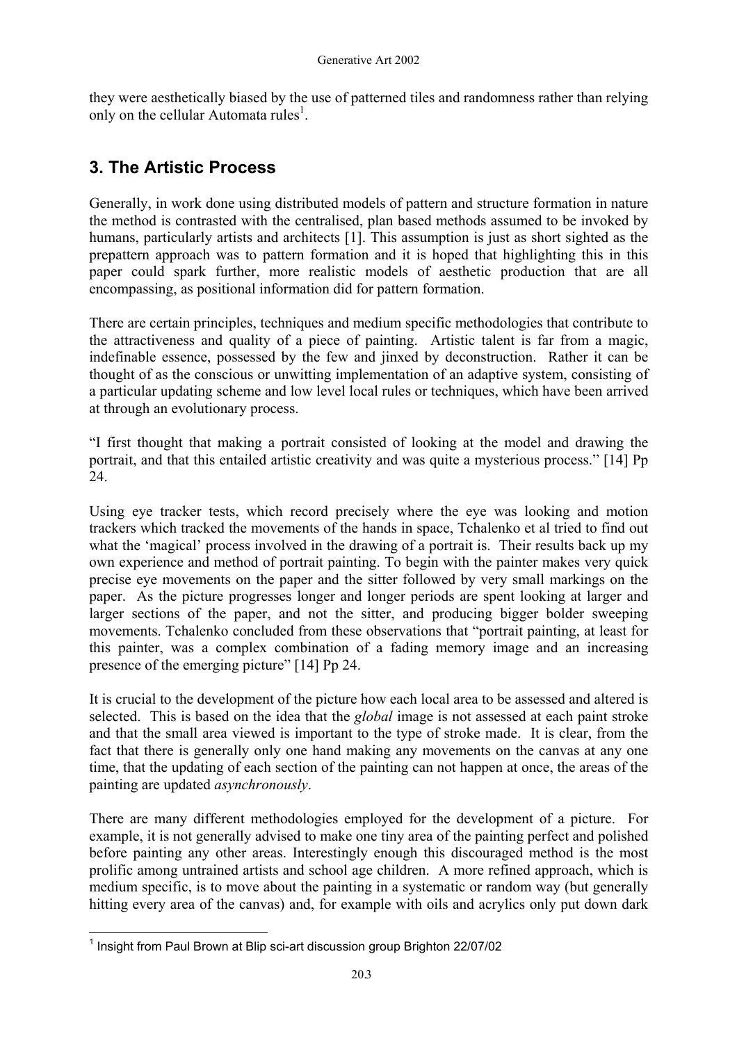they were aesthetically biased by the use of patterned tiles and randomness rather than relying only on the cellular Automata rules[1].

## 3. The Artistic Process

Generally, in work done using distributed models of pattern and structure formation in nature the method is contrasted with the centralised, plan based methods assumed to be invoked by humans, particularly artists and architects [1]. This assumption is just as short sighted as the prepattern approach was to pattern formation and it is hoped that highlighting this in this paper could spark further, more realistic models of aesthetic production that are all encompassing, as positional information did for pattern formation.

There are certain principles, techniques and medium specific methodologies that contribute to the attractiveness and quality of a piece of painting. Artistic talent is far from a magic, indefinable essence, possessed by the few and jinxed by deconstruction. Rather it can be thought of as the conscious or unwitting implementation of an adaptive system, consisting of a particular updating scheme and low level local rules or techniques, which have been arrived at through an evolutionary process.

"I first thought that making a portrait consisted of looking at the model and drawing the portrait, and that this entailed artistic creativity and was quite a mysterious process." [14] Pp 24.

Using eye tracker tests, which record precisely where the eye was looking and motion trackers which tracked the movements of the hands in space, Tchalenko et al tried to find out what the 'magical' process involved in the drawing of a portrait is. Their results back up my own experience and method of portrait painting. To begin with the painter makes very quick precise eye movements on the paper and the sitter followed by very small markings on the paper. As the picture progresses longer and longer periods are spent looking at larger and larger sections of the paper, and not the sitter, and producing bigger bolder sweeping movements. Tchalenko concluded from these observations that "portrait painting, at least for this painter, was a complex combination of a fading memory image and an increasing presence of the emerging picture" [14] Pp 24.

It is crucial to the development of the picture how each local area to be assessed and altered is selected. This is based on the idea that the *global* image is not assessed at each paint stroke and that the small area viewed is important to the type of stroke made. It is clear, from the fact that there is generally only one hand making any movements on the canvas at any one time, that the updating of each section of the painting can not happen at once, the areas of the painting are updated *asynchronously*.

There are many different methodologies employed for the development of a picture. For example, it is not generally advised to make one tiny area of the painting perfect and polished before painting any other areas. Interestingly enough this discouraged method is the most prolific among untrained artists and school age children. A more refined approach, which is medium specific, is to move about the painting in a systematic or random way (but generally hitting every area of the canvas) and, for example with oils and acrylics only put down dark

[1] Insight from Paul Brown at Blip sci-art discussion group Brighton 22/07/02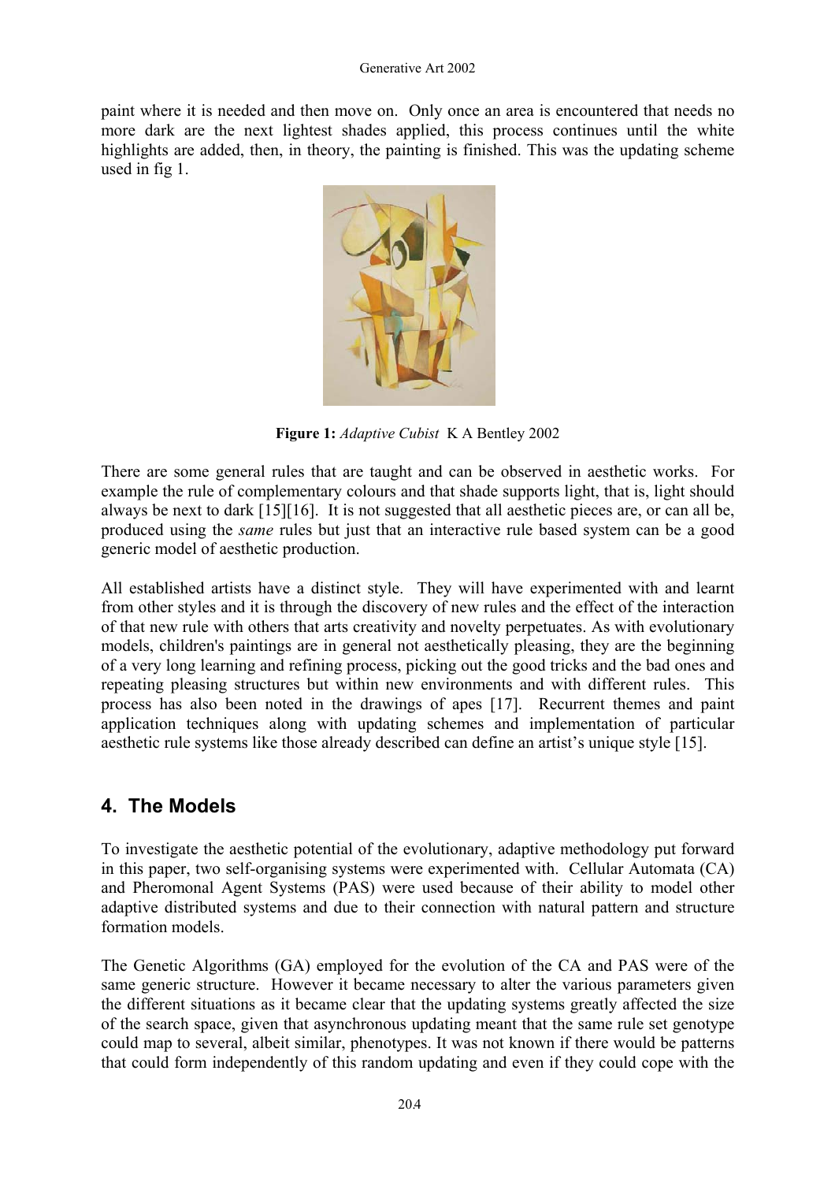paint where it is needed and then move on. Only once an area is encountered that needs no more dark are the next lightest shades applied, this process continues until the white highlights are added, then, in theory, the painting is finished. This was the updating scheme used in fig 1.

**Figure 1:** *Adaptive Cubist* K A Bentley 2002

There are some general rules that are taught and can be observed in aesthetic works. For example the rule of complementary colours and that shade supports light, that is, light should always be next to dark [15][16]. It is not suggested that all aesthetic pieces are, or can all be, produced using the *same* rules but just that an interactive rule based system can be a good generic model of aesthetic production.

All established artists have a distinct style. They will have experimented with and learnt from other styles and it is through the discovery of new rules and the effect of the interaction of that new rule with others that arts creativity and novelty perpetuates. As with evolutionary models, children's paintings are in general not aesthetically pleasing, they are the beginning of a very long learning and refining process, picking out the good tricks and the bad ones and repeating pleasing structures but within new environments and with different rules. This process has also been noted in the drawings of apes [17]. Recurrent themes and paint application techniques along with updating schemes and implementation of particular aesthetic rule systems like those already described can define an artist's unique style [15].

## 4. The Models

To investigate the aesthetic potential of the evolutionary, adaptive methodology put forward in this paper, two self-organising systems were experimented with. Cellular Automata (CA) and Pheromonal Agent Systems (PAS) were used because of their ability to model other adaptive distributed systems and due to their connection with natural pattern and structure formation models.

The Genetic Algorithms (GA) employed for the evolution of the CA and PAS were of the same generic structure. However it became necessary to alter the various parameters given the different situations as it became clear that the updating systems greatly affected the size of the search space, given that asynchronous updating meant that the same rule set genotype could map to several, albeit similar, phenotypes. It was not known if there would be patterns that could form independently of this random updating and even if they could cope with the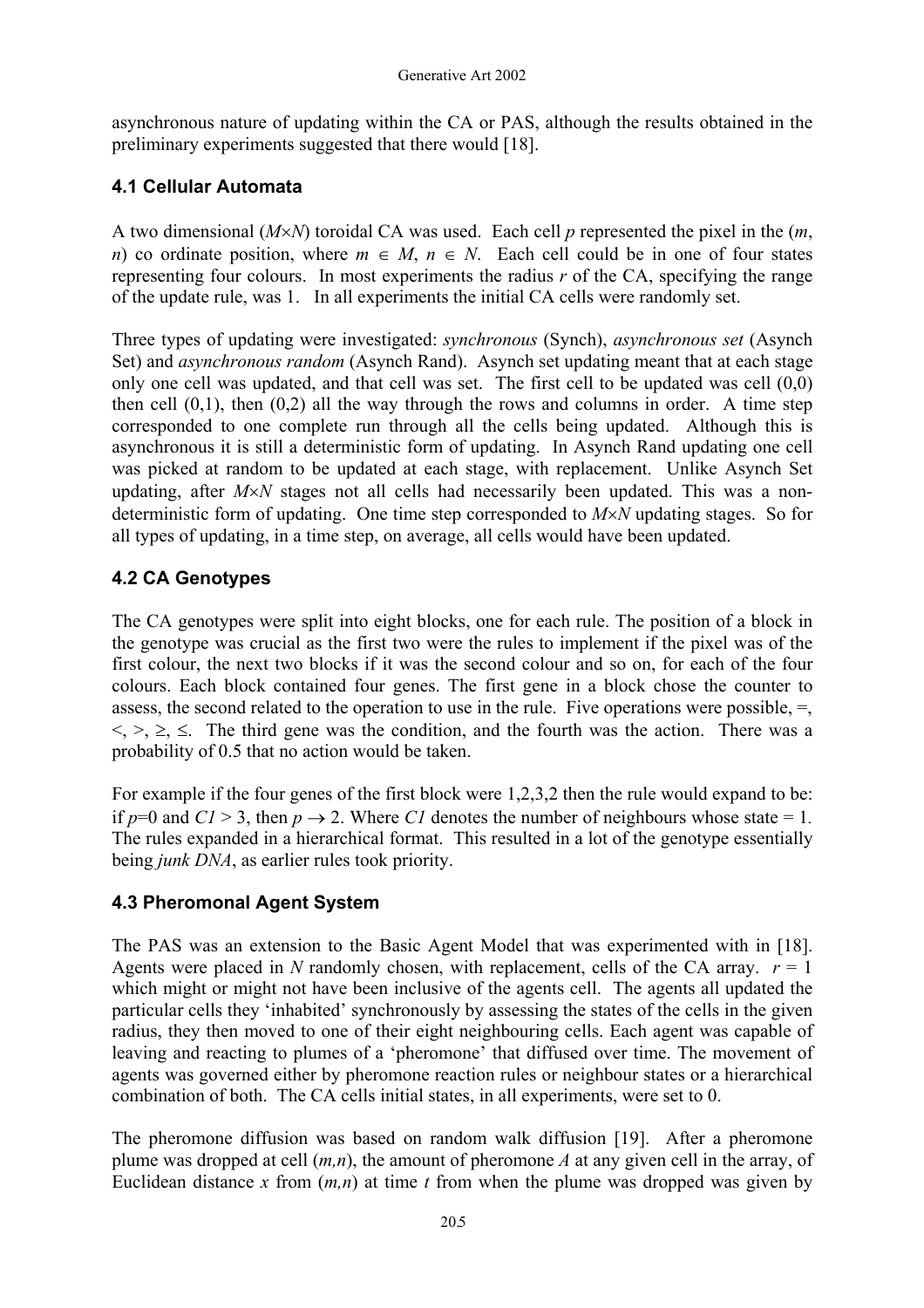asynchronous nature of updating within the CA or PAS, although the results obtained in the preliminary experiments suggested that there would [18].

### 4.1 Cellular Automata

A two dimensional ($M \times N$) toroidal CA was used. Each cell $p$ represented the pixel in the ($m$, $n$) co ordinate position, where $m \in M$, $n \in N$. Each cell could be in one of four states representing four colours. In most experiments the radius $r$ of the CA, specifying the range of the update rule, was 1. In all experiments the initial CA cells were randomly set.

Three types of updating were investigated: *synchronous* (Synch), *asynchronous set* (Asynch Set) and *asynchronous random* (Asynch Rand). Asynch set updating meant that at each stage only one cell was updated, and that cell was set. The first cell to be updated was cell (0,0) then cell (0,1), then (0,2) all the way through the rows and columns in order. A time step corresponded to one complete run through all the cells being updated. Although this is asynchronous it is still a deterministic form of updating. In Asynch Rand updating one cell was picked at random to be updated at each stage, with replacement. Unlike Asynch Set updating, after $M \times N$ stages not all cells had necessarily been updated. This was a non-deterministic form of updating. One time step corresponded to $M \times N$ updating stages. So for all types of updating, in a time step, on average, all cells would have been updated.

### 4.2 CA Genotypes

The CA genotypes were split into eight blocks, one for each rule. The position of a block in the genotype was crucial as the first two were the rules to implement if the pixel was of the first colour, the next two blocks if it was the second colour and so on, for each of the four colours. Each block contained four genes. The first gene in a block chose the counter to assess, the second related to the operation to use in the rule. Five operations were possible, =, <, >, ≥, ≤. The third gene was the condition, and the fourth was the action. There was a probability of 0.5 that no action would be taken.

For example if the four genes of the first block were 1,2,3,2 then the rule would expand to be: if $p$=0 and $C1 > 3$, then $p \rightarrow 2$. Where $C1$ denotes the number of neighbours whose state = 1. The rules expanded in a hierarchical format. This resulted in a lot of the genotype essentially being *junk DNA*, as earlier rules took priority.

### 4.3 Pheromonal Agent System

The PAS was an extension to the Basic Agent Model that was experimented with in [18]. Agents were placed in $N$ randomly chosen, with replacement, cells of the CA array. $r = 1$ which might or might not have been inclusive of the agents cell. The agents all updated the particular cells they 'inhabited' synchronously by assessing the states of the cells in the given radius, they then moved to one of their eight neighbouring cells. Each agent was capable of leaving and reacting to plumes of a 'pheromone' that diffused over time. The movement of agents was governed either by pheromone reaction rules or neighbour states or a hierarchical combination of both. The CA cells initial states, in all experiments, were set to 0.

The pheromone diffusion was based on random walk diffusion [19]. After a pheromone plume was dropped at cell ($m,n$), the amount of pheromone $A$ at any given cell in the array, of Euclidean distance $x$ from ($m,n$) at time $t$ from when the plume was dropped was given by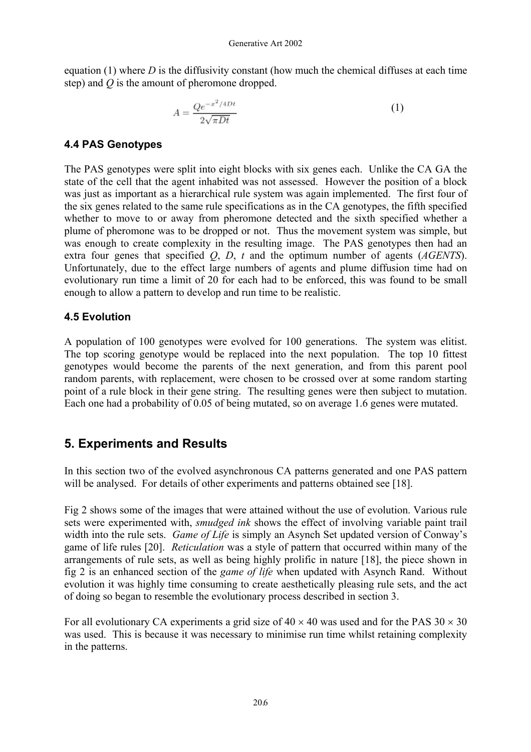equation (1) where $D$ is the diffusivity constant (how much the chemical diffuses at each time step) and $Q$ is the amount of pheromone dropped.

$$A = \frac{Qe^{-x^2/4Dt}}{2\sqrt{\pi Dt}} \tag{1}$$

### 4.4 PAS Genotypes

The PAS genotypes were split into eight blocks with six genes each. Unlike the CA GA the state of the cell that the agent inhabited was not assessed. However the position of a block was just as important as a hierarchical rule system was again implemented. The first four of the six genes related to the same rule specifications as in the CA genotypes, the fifth specified whether to move to or away from pheromone detected and the sixth specified whether a plume of pheromone was to be dropped or not. Thus the movement system was simple, but was enough to create complexity in the resulting image. The PAS genotypes then had an extra four genes that specified $Q$, $D$, $t$ and the optimum number of agents (*AGENTS*). Unfortunately, due to the effect large numbers of agents and plume diffusion time had on evolutionary run time a limit of 20 for each had to be enforced, this was found to be small enough to allow a pattern to develop and run time to be realistic.

### 4.5 Evolution

A population of 100 genotypes were evolved for 100 generations. The system was elitist. The top scoring genotype would be replaced into the next population. The top 10 fittest genotypes would become the parents of the next generation, and from this parent pool random parents, with replacement, were chosen to be crossed over at some random starting point of a rule block in their gene string. The resulting genes were then subject to mutation. Each one had a probability of 0.05 of being mutated, so on average 1.6 genes were mutated.

## 5. Experiments and Results

In this section two of the evolved asynchronous CA patterns generated and one PAS pattern will be analysed. For details of other experiments and patterns obtained see [18].

Fig 2 shows some of the images that were attained without the use of evolution. Various rule sets were experimented with, *smudged ink* shows the effect of involving variable paint trail width into the rule sets. *Game of Life* is simply an Asynch Set updated version of Conway's game of life rules [20]. *Reticulation* was a style of pattern that occurred within many of the arrangements of rule sets, as well as being highly prolific in nature [18], the piece shown in fig 2 is an enhanced section of the *game of life* when updated with Asynch Rand. Without evolution it was highly time consuming to create aesthetically pleasing rule sets, and the act of doing so began to resemble the evolutionary process described in section 3.

For all evolutionary CA experiments a grid size of $40 \times 40$ was used and for the PAS $30 \times 30$ was used. This is because it was necessary to minimise run time whilst retaining complexity in the patterns.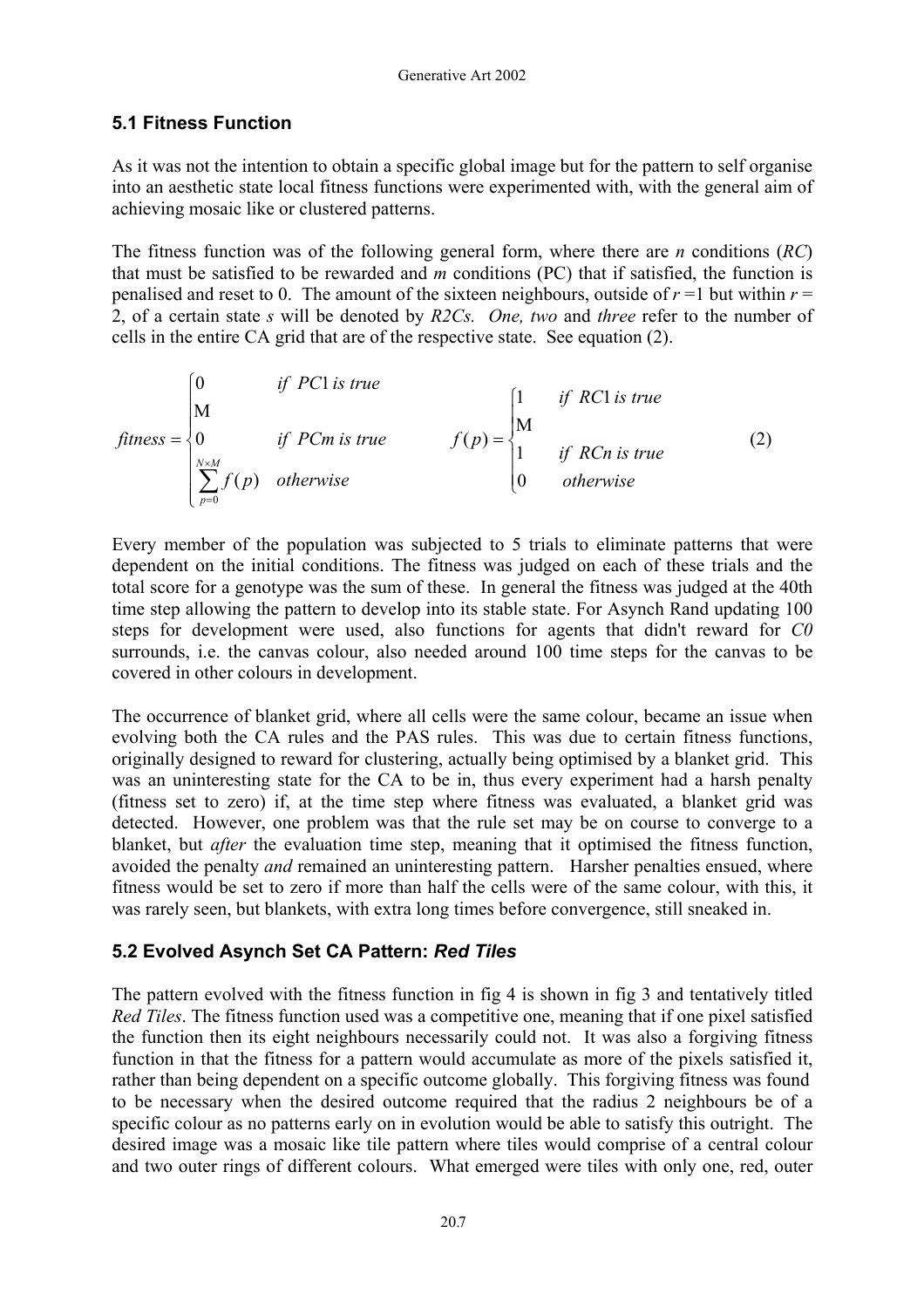### 5.1 Fitness Function

As it was not the intention to obtain a specific global image but for the pattern to self organise into an aesthetic state local fitness functions were experimented with, with the general aim of achieving mosaic like or clustered patterns.

The fitness function was of the following general form, where there are *n* conditions (*RC*) that must be satisfied to be rewarded and *m* conditions (PC) that if satisfied, the function is penalised and reset to 0. The amount of the sixteen neighbours, outside of $r = 1$ but within $r = 2$, of a certain state *s* will be denoted by *R2Cs*. *One, two* and *three* refer to the number of cells in the entire CA grid that are of the respective state. See equation (2).

$$
fitness = \begin{cases} 0 & \text{if } PC1 \text{ is true} \\ \vdots & \\ 0 & \text{if } PCm \text{ is true} \\ \sum_{p=0}^{N \times M} f(p) & \text{otherwise} \end{cases} \qquad f(p) = \begin{cases} 1 & \text{if } RC1 \text{ is true} \\ \vdots & \\ 1 & \text{if } RCn \text{ is true} \\ 0 & \text{otherwise} \end{cases} \tag{2}
$$

Every member of the population was subjected to 5 trials to eliminate patterns that were dependent on the initial conditions. The fitness was judged on each of these trials and the total score for a genotype was the sum of these. In general the fitness was judged at the 40th time step allowing the pattern to develop into its stable state. For Asynch Rand updating 100 steps for development were used, also functions for agents that didn't reward for *C0* surrounds, i.e. the canvas colour, also needed around 100 time steps for the canvas to be covered in other colours in development.

The occurrence of blanket grid, where all cells were the same colour, became an issue when evolving both the CA rules and the PAS rules. This was due to certain fitness functions, originally designed to reward for clustering, actually being optimised by a blanket grid. This was an uninteresting state for the CA to be in, thus every experiment had a harsh penalty (fitness set to zero) if, at the time step where fitness was evaluated, a blanket grid was detected. However, one problem was that the rule set may be on course to converge to a blanket, but *after* the evaluation time step, meaning that it optimised the fitness function, avoided the penalty *and* remained an uninteresting pattern. Harsher penalties ensued, where fitness would be set to zero if more than half the cells were of the same colour, with this, it was rarely seen, but blankets, with extra long times before convergence, still sneaked in.

### 5.2 Evolved Asynch Set CA Pattern: *Red Tiles*

The pattern evolved with the fitness function in fig 4 is shown in fig 3 and tentatively titled *Red Tiles*. The fitness function used was a competitive one, meaning that if one pixel satisfied the function then its eight neighbours necessarily could not. It was also a forgiving fitness function in that the fitness for a pattern would accumulate as more of the pixels satisfied it, rather than being dependent on a specific outcome globally. This forgiving fitness was found to be necessary when the desired outcome required that the radius 2 neighbours be of a specific colour as no patterns early on in evolution would be able to satisfy this outright. The desired image was a mosaic like tile pattern where tiles would comprise of a central colour and two outer rings of different colours. What emerged were tiles with only one, red, outer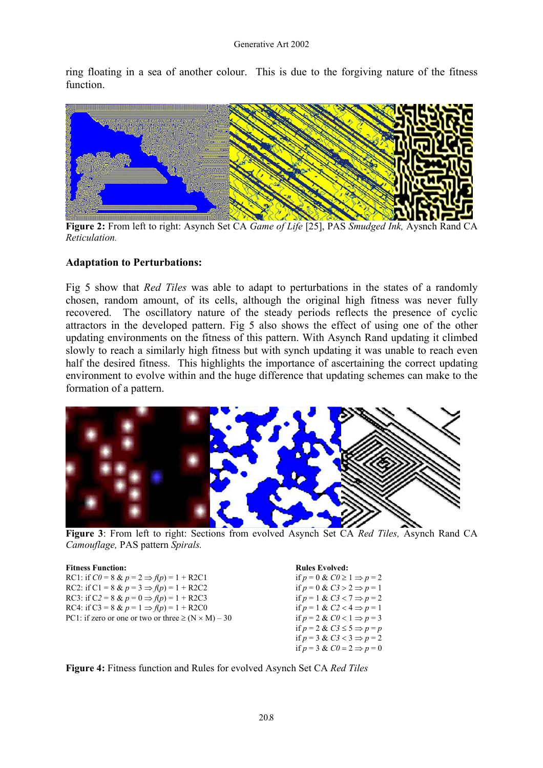ring floating in a sea of another colour. This is due to the forgiving nature of the fitness function.

**Figure 2:** From left to right: Asynch Set CA *Game of Life* [25], PAS *Smudged Ink,* Aysnch Rand CA *Reticulation.*

**Adaptation to Perturbations:**

Fig 5 show that *Red Tiles* was able to adapt to perturbations in the states of a randomly chosen, random amount, of its cells, although the original high fitness was never fully recovered. The oscillatory nature of the steady periods reflects the presence of cyclic attractors in the developed pattern. Fig 5 also shows the effect of using one of the other updating environments on the fitness of this pattern. With Asynch Rand updating it climbed slowly to reach a similarly high fitness but with synch updating it was unable to reach even half the desired fitness. This highlights the importance of ascertaining the correct updating environment to evolve within and the huge difference that updating schemes can make to the formation of a pattern.

**Figure 3**: From left to right: Sections from evolved Asynch Set CA *Red Tiles,* Asynch Rand CA *Camouflage,* PAS pattern *Spirals.*

**Fitness Function:**

RC1: if $C0 = 8$ & $p = 2 \Rightarrow f(p) = 1 +$ R2C1
RC2: if $C1 = 8$ & $p = 3 \Rightarrow f(p) = 1 +$ R2C2
RC3: if $C2 = 8$ & $p = 0 \Rightarrow f(p) = 1 +$ R2C3
RC4: if $C3 = 8$ & $p = 1 \Rightarrow f(p) = 1 +$ R2C0
PC1: if zero or one or two or three $\geq (N \times M) - 30$

**Rules Evolved:**

if $p = 0$ & $C0 \geq 1 \Rightarrow p = 2$
if $p = 0$ & $C3 > 2 \Rightarrow p = 1$
if $p = 1$ & $C3 < 7 \Rightarrow p = 2$
if $p = 1$ & $C2 < 4 \Rightarrow p = 1$
if $p = 2$ & $C0 < 1 \Rightarrow p = 3$
if $p = 2$ & $C3 \leq 5 \Rightarrow p = p$
if $p = 3$ & $C3 < 3 \Rightarrow p = 2$
if $p = 3$ & $C0 = 2 \Rightarrow p = 0$

**Figure 4:** Fitness function and Rules for evolved Asynch Set CA *Red Tiles*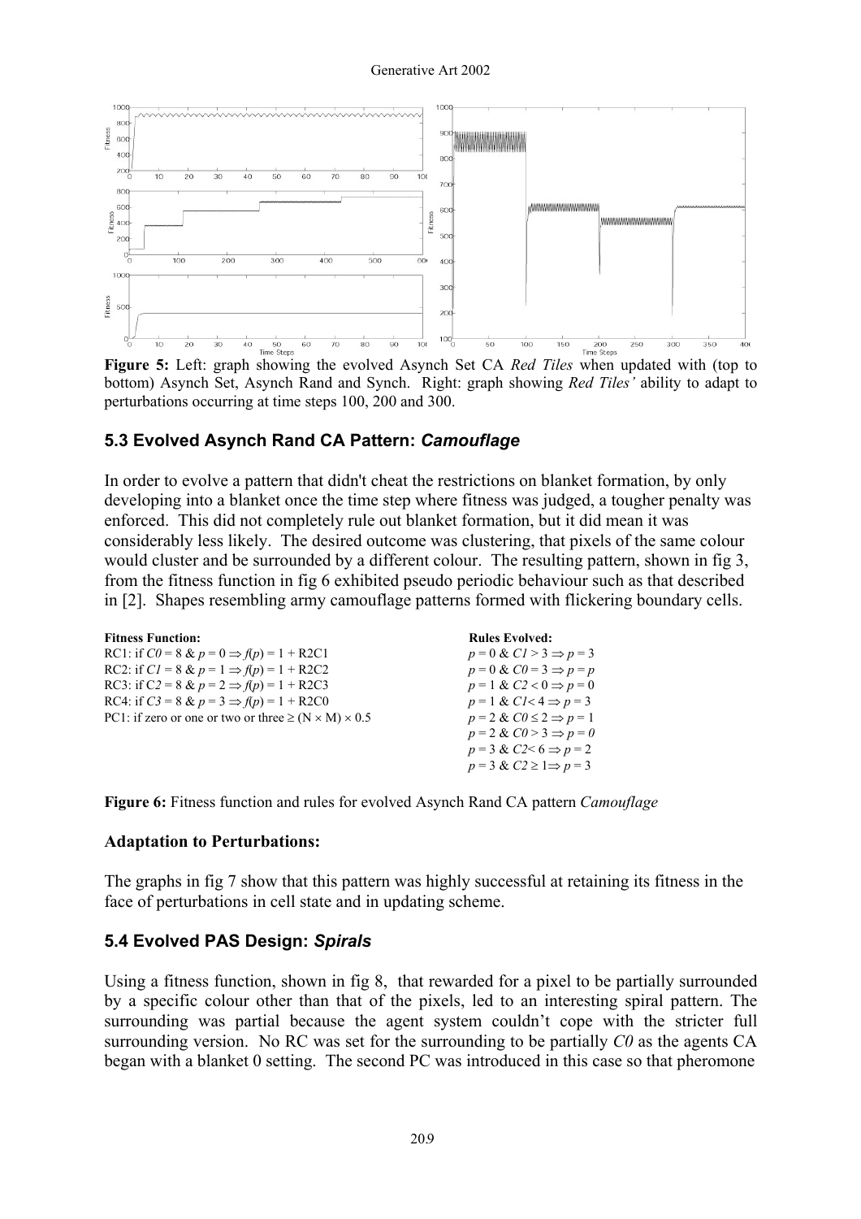**Figure 5:** Left: graph showing the evolved Asynch Set CA *Red Tiles* when updated with (top to bottom) Asynch Set, Asynch Rand and Synch. Right: graph showing *Red Tiles'* ability to adapt to perturbations occurring at time steps 100, 200 and 300.

## 5.3 Evolved Asynch Rand CA Pattern: *Camouflage*

In order to evolve a pattern that didn't cheat the restrictions on blanket formation, by only developing into a blanket once the time step where fitness was judged, a tougher penalty was enforced. This did not completely rule out blanket formation, but it did mean it was considerably less likely. The desired outcome was clustering, that pixels of the same colour would cluster and be surrounded by a different colour. The resulting pattern, shown in fig 3, from the fitness function in fig 6 exhibited pseudo periodic behaviour such as that described in [2]. Shapes resembling army camouflage patterns formed with flickering boundary cells.

| **Fitness Function:** | **Rules Evolved:** |
|---|---|
| RC1: if $C0 = 8$ & $p = 0 \Rightarrow f(p) = 1 +$ R2C1 | $p = 0$ & $C1 > 3 \Rightarrow p = 3$ |
| RC2: if $C1 = 8$ & $p = 1 \Rightarrow f(p) = 1 +$ R2C2 | $p = 0$ & $C0 = 3 \Rightarrow p = p$ |
| RC3: if $C2 = 8$ & $p = 2 \Rightarrow f(p) = 1 +$ R2C3 | $p = 1$ & $C2 < 0 \Rightarrow p = 0$ |
| RC4: if $C3 = 8$ & $p = 3 \Rightarrow f(p) = 1 +$ R2C0 | $p = 1$ & $C1 < 4 \Rightarrow p = 3$ |
| PC1: if zero or one or two or three $\geq (N \times M) \times 0.5$ | $p = 2$ & $C0 \leq 2 \Rightarrow p = 1$ |
| | $p = 2$ & $C0 > 3 \Rightarrow p = 0$ |
| | $p = 3$ & $C2 < 6 \Rightarrow p = 2$ |
| | $p = 3$ & $C2 \geq 1 \Rightarrow p = 3$ |

**Figure 6:** Fitness function and rules for evolved Asynch Rand CA pattern *Camouflage*

### Adaptation to Perturbations:

The graphs in fig 7 show that this pattern was highly successful at retaining its fitness in the face of perturbations in cell state and in updating scheme.

## 5.4 Evolved PAS Design: *Spirals*

Using a fitness function, shown in fig 8, that rewarded for a pixel to be partially surrounded by a specific colour other than that of the pixels, led to an interesting spiral pattern. The surrounding was partial because the agent system couldn't cope with the stricter full surrounding version. No RC was set for the surrounding to be partially *C0* as the agents CA began with a blanket 0 setting. The second PC was introduced in this case so that pheromone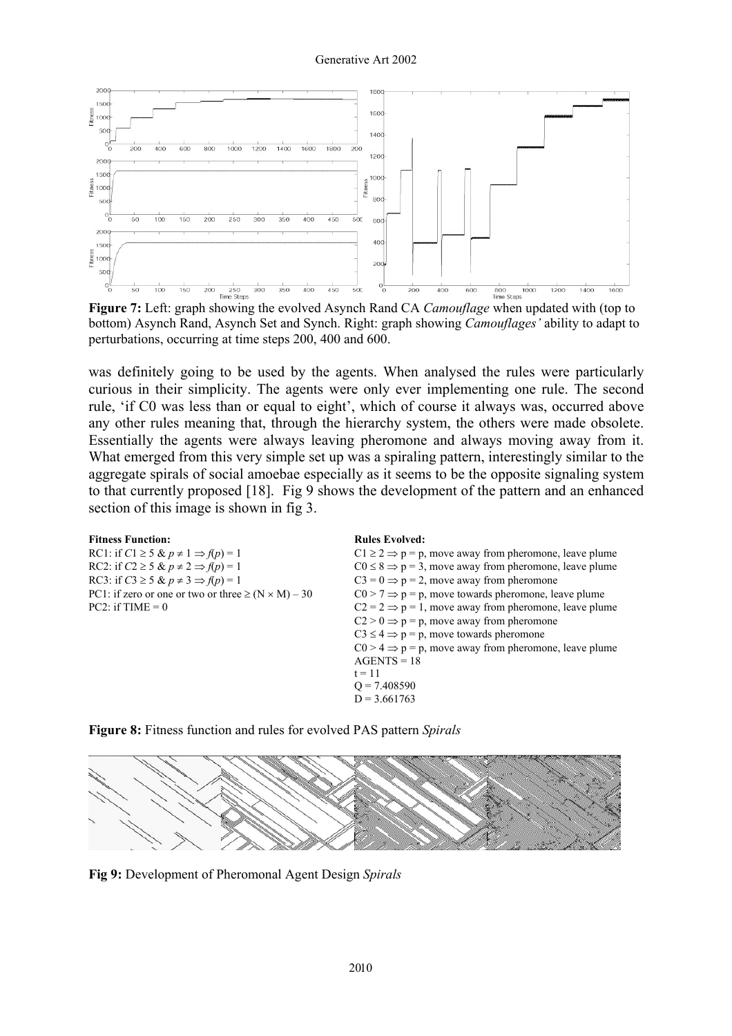**Figure 7:** Left: graph showing the evolved Asynch Rand CA *Camouflage* when updated with (top to bottom) Asynch Rand, Asynch Set and Synch. Right: graph showing *Camouflages'* ability to adapt to perturbations, occurring at time steps 200, 400 and 600.

was definitely going to be used by the agents. When analysed the rules were particularly curious in their simplicity. The agents were only ever implementing one rule. The second rule, 'if C0 was less than or equal to eight', which of course it always was, occurred above any other rules meaning that, through the hierarchy system, the others were made obsolete. Essentially the agents were always leaving pheromone and always moving away from it. What emerged from this very simple set up was a spiraling pattern, interestingly similar to the aggregate spirals of social amoebae especially as it seems to be the opposite signaling system to that currently proposed [18]. Fig 9 shows the development of the pattern and an enhanced section of this image is shown in fig 3.

**Fitness Function:**

RC1: if $C1 \geq 5$ & $p \neq 1 \Rightarrow f(p) = 1$
RC2: if $C2 \geq 5$ & $p \neq 2 \Rightarrow f(p) = 1$
RC3: if $C3 \geq 5$ & $p \neq 3 \Rightarrow f(p) = 1$
PC1: if zero or one or two or three $\geq (N \times M) - 30$
PC2: if TIME = 0

**Rules Evolved:**

$C1 \geq 2 \Rightarrow p = p$, move away from pheromone, leave plume
$C0 \leq 8 \Rightarrow p = 3$, move away from pheromone, leave plume
$C3 = 0 \Rightarrow p = 2$, move away from pheromone
$C0 > 7 \Rightarrow p = p$, move towards pheromone, leave plume
$C2 = 2 \Rightarrow p = 1$, move away from pheromone, leave plume
$C2 > 0 \Rightarrow p = p$, move away from pheromone
$C3 \leq 4 \Rightarrow p = p$, move towards pheromone
$C0 > 4 \Rightarrow p = p$, move away from pheromone, leave plume
AGENTS = 18
t = 11
Q = 7.408590
D = 3.661763

**Figure 8:** Fitness function and rules for evolved PAS pattern *Spirals*

**Fig 9:** Development of Pheromonal Agent Design *Spirals*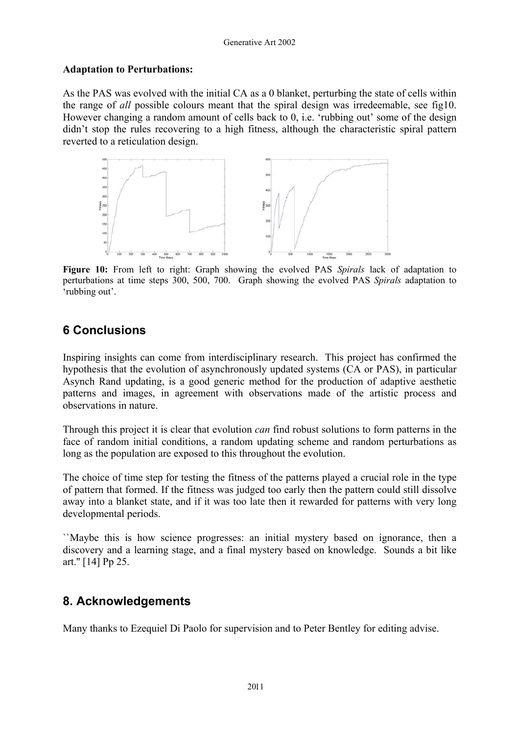**Adaptation to Perturbations:**

As the PAS was evolved with the initial CA as a 0 blanket, perturbing the state of cells within the range of *all* possible colours meant that the spiral design was irredeemable, see fig10. However changing a random amount of cells back to 0, i.e. 'rubbing out' some of the design didn't stop the rules recovering to a high fitness, although the characteristic spiral pattern reverted to a reticulation design.

**Figure 10:** From left to right: Graph showing the evolved PAS *Spirals* lack of adaptation to perturbations at time steps 300, 500, 700. Graph showing the evolved PAS *Spirals* adaptation to 'rubbing out'.

## 6 Conclusions

Inspiring insights can come from interdisciplinary research. This project has confirmed the hypothesis that the evolution of asynchronously updated systems (CA or PAS), in particular Asynch Rand updating, is a good generic method for the production of adaptive aesthetic patterns and images, in agreement with observations made of the artistic process and observations in nature.

Through this project it is clear that evolution *can* find robust solutions to form patterns in the face of random initial conditions, a random updating scheme and random perturbations as long as the population are exposed to this throughout the evolution.

The choice of time step for testing the fitness of the patterns played a crucial role in the type of pattern that formed. If the fitness was judged too early then the pattern could still dissolve away into a blanket state, and if it was too late then it rewarded for patterns with very long developmental periods.

``Maybe this is how science progresses: an initial mystery based on ignorance, then a discovery and a learning stage, and a final mystery based on knowledge. Sounds a bit like art.'' [14] Pp 25.

## 8. Acknowledgements

Many thanks to Ezequiel Di Paolo for supervision and to Peter Bentley for editing advise.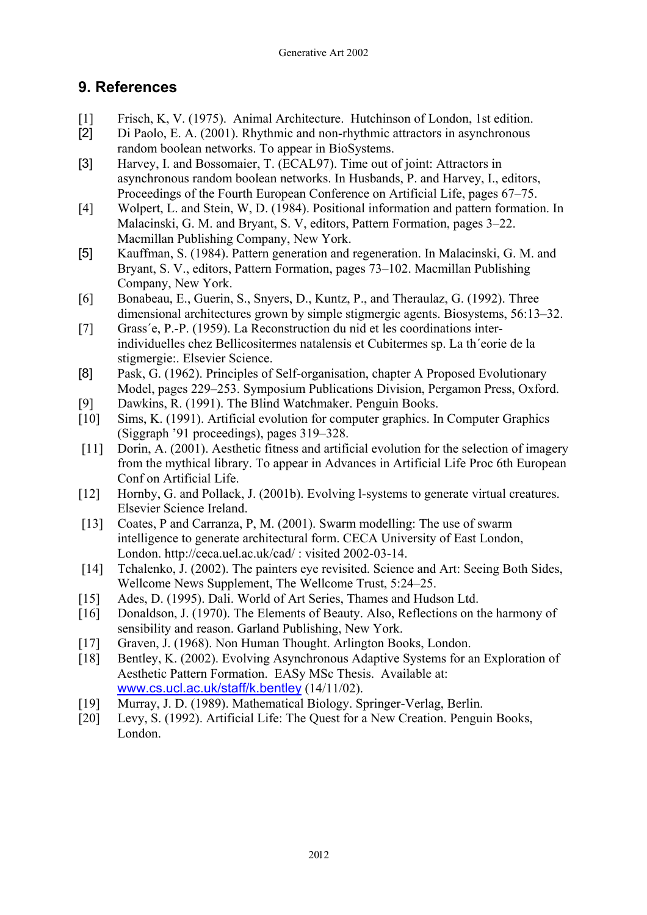## 9. References

[1] Frisch, K, V. (1975). Animal Architecture. Hutchinson of London, 1st edition.

[2] Di Paolo, E. A. (2001). Rhythmic and non-rhythmic attractors in asynchronous random boolean networks. To appear in BioSystems.

[3] Harvey, I. and Bossomaier, T. (ECAL97). Time out of joint: Attractors in asynchronous random boolean networks. In Husbands, P. and Harvey, I., editors, Proceedings of the Fourth European Conference on Artificial Life, pages 67–75.

[4] Wolpert, L. and Stein, W, D. (1984). Positional information and pattern formation. In Malacinski, G. M. and Bryant, S. V, editors, Pattern Formation, pages 3–22. Macmillan Publishing Company, New York.

[5] Kauffman, S. (1984). Pattern generation and regeneration. In Malacinski, G. M. and Bryant, S. V., editors, Pattern Formation, pages 73–102. Macmillan Publishing Company, New York.

[6] Bonabeau, E., Guerin, S., Snyers, D., Kuntz, P., and Theraulaz, G. (1992). Three dimensional architectures grown by simple stigmergic agents. Biosystems, 56:13–32.

[7] Grass´e, P.-P. (1959). La Reconstruction du nid et les coordinations inter-individuelles chez Bellicositermes natalensis et Cubitermes sp. La th´eorie de la stigmergie:. Elsevier Science.

[8] Pask, G. (1962). Principles of Self-organisation, chapter A Proposed Evolutionary Model, pages 229–253. Symposium Publications Division, Pergamon Press, Oxford.

[9] Dawkins, R. (1991). The Blind Watchmaker. Penguin Books.

[10] Sims, K. (1991). Artificial evolution for computer graphics. In Computer Graphics (Siggraph '91 proceedings), pages 319–328.

[11] Dorin, A. (2001). Aesthetic fitness and artificial evolution for the selection of imagery from the mythical library. To appear in Advances in Artificial Life Proc 6th European Conf on Artificial Life.

[12] Hornby, G. and Pollack, J. (2001b). Evolving l-systems to generate virtual creatures. Elsevier Science Ireland.

[13] Coates, P and Carranza, P, M. (2001). Swarm modelling: The use of swarm intelligence to generate architectural form. CECA University of East London, London. http://ceca.uel.ac.uk/cad/ : visited 2002-03-14.

[14] Tchalenko, J. (2002). The painters eye revisited. Science and Art: Seeing Both Sides, Wellcome News Supplement, The Wellcome Trust, 5:24–25.

[15] Ades, D. (1995). Dali. World of Art Series, Thames and Hudson Ltd.

[16] Donaldson, J. (1970). The Elements of Beauty. Also, Reflections on the harmony of sensibility and reason. Garland Publishing, New York.

[17] Graven, J. (1968). Non Human Thought. Arlington Books, London.

[18] Bentley, K. (2002). Evolving Asynchronous Adaptive Systems for an Exploration of Aesthetic Pattern Formation. EASy MSc Thesis. Available at: www.cs.ucl.ac.uk/staff/k.bentley (14/11/02).

[19] Murray, J. D. (1989). Mathematical Biology. Springer-Verlag, Berlin.

[20] Levy, S. (1992). Artificial Life: The Quest for a New Creation. Penguin Books, London.